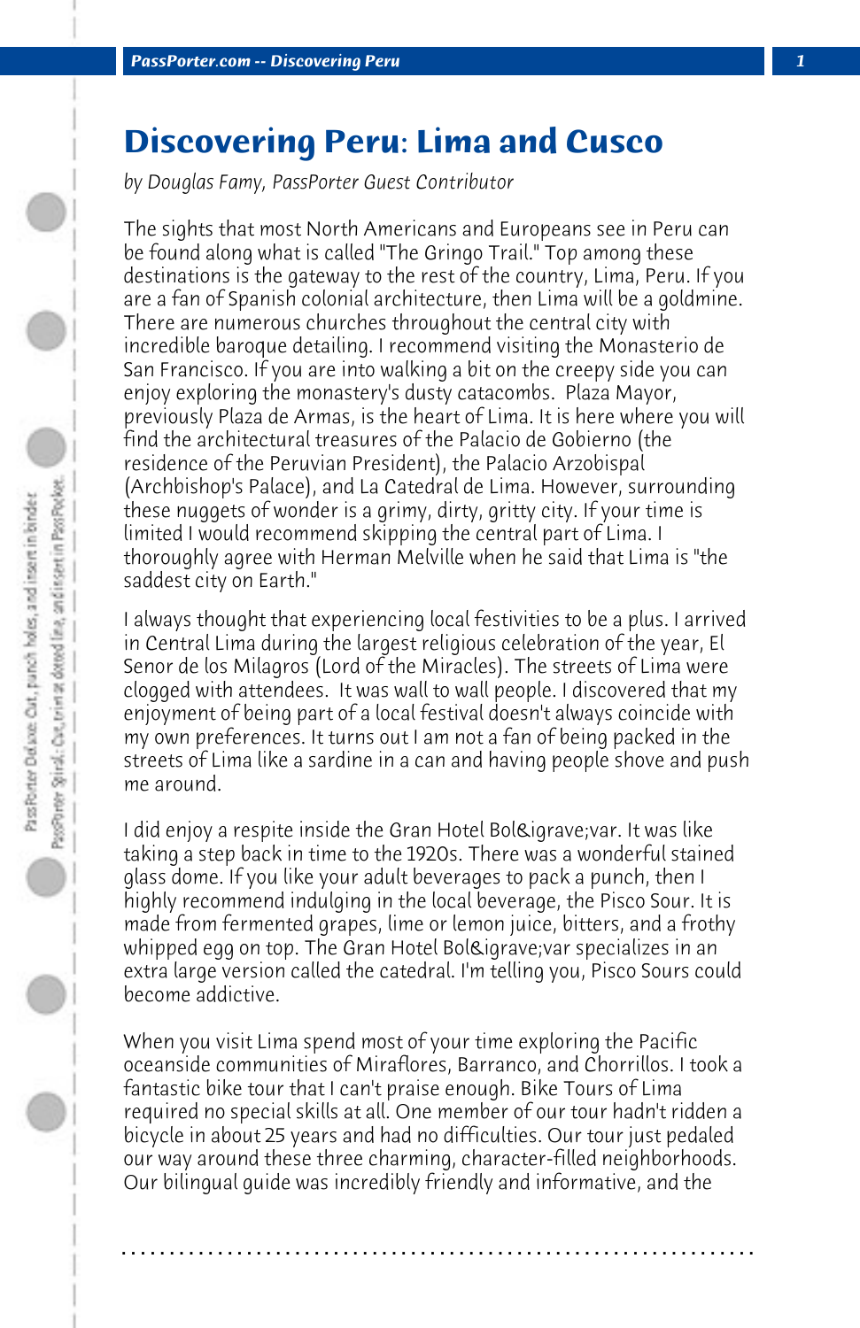# Discovering Peru: Lima and Cusco

*by Douglas Famy, PassPorter Guest Contributor*

The sights that most North Americans and Europeans see in Peru can be found along what is called "The Gringo Trail." Top among these destinations is the gateway to the rest of the country, Lima, Peru. If you are a fan of Spanish colonial architecture, then Lima will be a goldmine. There are numerous churches throughout the central city with incredible baroque detailing. I recommend visiting the Monasterio de San Francisco. If you are into walking a bit on the creepy side you can enjoy exploring the monastery's dusty catacombs. Plaza Mayor, previously Plaza de Armas, is the heart of Lima. It is here where you will find the architectural treasures of the Palacio de Gobierno (the residence of the Peruvian President), the Palacio Arzobispal (Archbishop's Palace), and La Catedral de Lima. However, surrounding these nuggets of wonder is a grimy, dirty, gritty city. If your time is limited I would recommend skipping the central part of Lima. I thoroughly agree with Herman Melville when he said that Lima is "the saddest city on Earth."

I always thought that experiencing local festivities to be a plus. I arrived in Central Lima during the largest religious celebration of the year, El Senor de los Milagros (Lord of the Miracles). The streets of Lima were clogged with attendees. It was wall to wall people. I discovered that my enjoyment of being part of a local festival doesn't always coincide with my own preferences. It turns out I am not a fan of being packed in the streets of Lima like a sardine in a can and having people shove and push me around.

I did enjoy a respite inside the Gran Hotel Bol&igrave;var. It was like taking a step back in time to the 1920s. There was a wonderful stained glass dome. If you like your adult beverages to pack a punch, then I highly recommend indulging in the local beverage, the Pisco Sour. It is made from fermented grapes, lime or lemon juice, bitters, and a frothy whipped egg on top. The Gran Hotel Bol&igrave;var specializes in an extra large version called the catedral. I'm telling you, Pisco Sours could become addictive.

When you visit Lima spend most of your time exploring the Pacific oceanside communities of Miraflores, Barranco, and Chorrillos. I took a fantastic bike tour that I can't praise enough. Bike Tours of Lima required no special skills at all. One member of our tour hadn't ridden a bicycle in about 25 years and had no difficulties. Our tour just pedaled our way around these three charming, character-filled neighborhoods. Our bilingual guide was incredibly friendly and informative, and the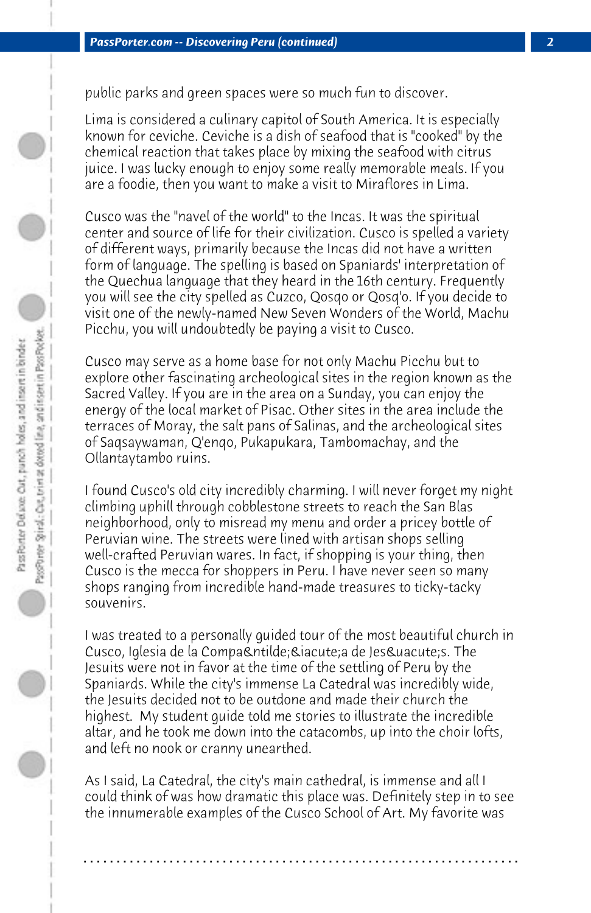public parks and green spaces were so much fun to discover.

Lima is considered a culinary capitol of South America. It is especially known for ceviche. Ceviche is a dish of seafood that is "cooked" by the chemical reaction that takes place by mixing the seafood with citrus juice. I was lucky enough to enjoy some really memorable meals. If you are a foodie, then you want to make a visit to Miraflores in Lima.

Cusco was the "navel of the world" to the Incas. It was the spiritual center and source of life for their civilization. Cusco is spelled a variety of different ways, primarily because the Incas did not have a written form of language. The spelling is based on Spaniards' interpretation of the Quechua language that they heard in the 16th century. Frequently you will see the city spelled as Cuzco, Qosqo or Qosq'o. If you decide to visit one of the newly-named New Seven Wonders of the World, Machu Picchu, you will undoubtedly be paying a visit to Cusco.

Cusco may serve as a home base for not only Machu Picchu but to explore other fascinating archeological sites in the region known as the Sacred Valley. If you are in the area on a Sunday, you can enjoy the energy of the local market of Pisac. Other sites in the area include the terraces of Moray, the salt pans of Salinas, and the archeological sites of Saqsaywaman, Q'enqo, Pukapukara, Tambomachay, and the Ollantaytambo ruins.

I found Cusco's old city incredibly charming. I will never forget my night climbing uphill through cobblestone streets to reach the San Blas neighborhood, only to misread my menu and order a pricey bottle of Peruvian wine. The streets were lined with artisan shops selling well-crafted Peruvian wares. In fact, if shopping is your thing, then Cusco is the mecca for shoppers in Peru. I have never seen so many shops ranging from incredible hand-made treasures to ticky-tacky souvenirs.

I was treated to a personally guided tour of the most beautiful church in Cusco, Iglesia de la Compa&ntilde;&iacute;a de Jes&uacute;s. The Jesuits were not in favor at the time of the settling of Peru by the Spaniards. While the city's immense La Catedral was incredibly wide, the Jesuits decided not to be outdone and made their church the highest. My student guide told me stories to illustrate the incredible altar, and he took me down into the catacombs, up into the choir lofts, and left no nook or cranny unearthed.

As I said, La Catedral, the city's main cathedral, is immense and all I could think of was how dramatic this place was. Definitely step in to see the innumerable examples of the Cusco School of Art. My favorite was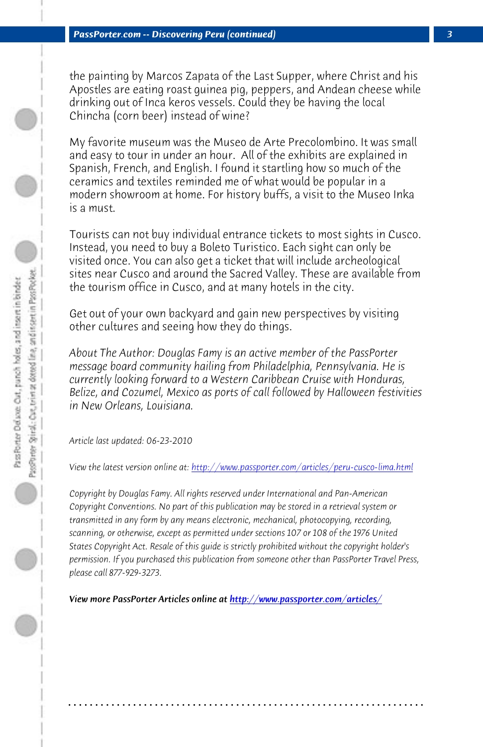the painting by Marcos Zapata of the Last Supper, where Christ and his Apostles are eating roast guinea pig, peppers, and Andean cheese while drinking out of Inca keros vessels. Could they be having the local Chincha (corn beer) instead of wine?

My favorite museum was the Museo de Arte Precolombino. It was small and easy to tour in under an hour. All of the exhibits are explained in Spanish, French, and English. I found it startling how so much of the ceramics and textiles reminded me of what would be popular in a modern showroom at home. For history buffs, a visit to the Museo Inka is a must.

Tourists can not buy individual entrance tickets to most sights in Cusco. Instead, you need to buy a Boleto Turistico. Each sight can only be visited once. You can also get a ticket that will include archeological sites near Cusco and around the Sacred Valley. These are available from the tourism office in Cusco, and at many hotels in the city.

Get out of your own backyard and gain new perspectives by visiting other cultures and seeing how they do things.

*About The Author: Douglas Famy is an active member of the PassPorter message board community hailing from Philadelphia, Pennsylvania. He is currently looking forward to a Western Caribbean Cruise with Honduras, Belize, and Cozumel, Mexico as ports of call followed by Halloween festivities in New Orleans, Louisiana.*

*Article last updated: 06-23-2010*

*View the latest version online at: [http://www.passporter.com/articles/peru-cusco-lima.html](http://www.passporter.com/articles/peru-cusco-lima.html)*

*Copyright by Douglas Famy. All rights reserved under International and Pan-American Copyright Conventions. No part of this publication may be stored in a retrieval system or transmitted in any form by any means electronic, mechanical, photocopying, recording, scanning, or otherwise, except as permitted under sections 107 or 108 of the 1976 United States Copyright Act. Resale of this guide is strictly prohibited without the copyright holder's permission. If you purchased this publication from someone other than PassPorter Travel Press, please call 877-929-3273.*

***View more PassPorter Articles online at [http://www.passporter.com/articles/](http://www.passporter.com/articles/)***